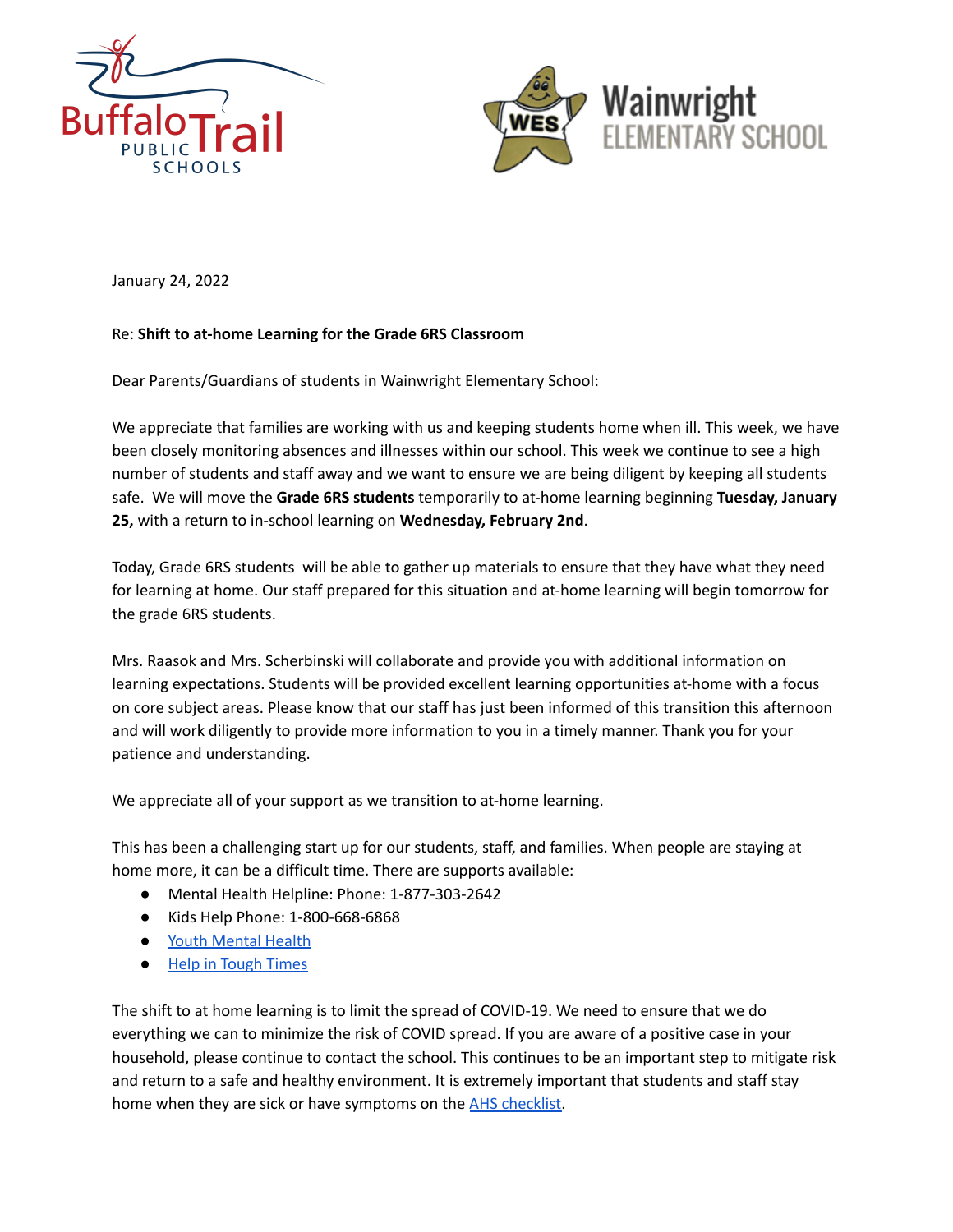January 24, 2022

Re: **Shift to at-home Learning for the Grade 6RS Classroom**

Dear Parents/Guardians of students in Wainwright Elementary School:

We appreciate that families are working with us and keeping students home when ill. This week, we have been closely monitoring absences and illnesses within our school. This week we continue to see a high number of students and staff away and we want to ensure we are being diligent by keeping all students safe. We will move the **Grade 6RS students** temporarily to at-home learning beginning **Tuesday, January 25,** with a return to in-school learning on **Wednesday, February 2nd**.

Today, Grade 6RS students will be able to gather up materials to ensure that they have what they need for learning at home. Our staff prepared for this situation and at-home learning will begin tomorrow for the grade 6RS students.

Mrs. Raasok and Mrs. Scherbinski will collaborate and provide you with additional information on learning expectations. Students will be provided excellent learning opportunities at-home with a focus on core subject areas. Please know that our staff has just been informed of this transition this afternoon and will work diligently to provide more information to you in a timely manner. Thank you for your patience and understanding.

We appreciate all of your support as we transition to at-home learning.

This has been a challenging start up for our students, staff, and families. When people are staying at home more, it can be a difficult time. There are supports available:

- Mental Health Helpline: Phone: 1-877-303-2642
- Kids Help Phone: 1-800-668-6868
- Youth Mental Health
- Help in Tough Times

The shift to at home learning is to limit the spread of COVID-19. We need to ensure that we do everything we can to minimize the risk of COVID spread. If you are aware of a positive case in your household, please continue to contact the school. This continues to be an important step to mitigate risk and return to a safe and healthy environment. It is extremely important that students and staff stay home when they are sick or have symptoms on the AHS checklist.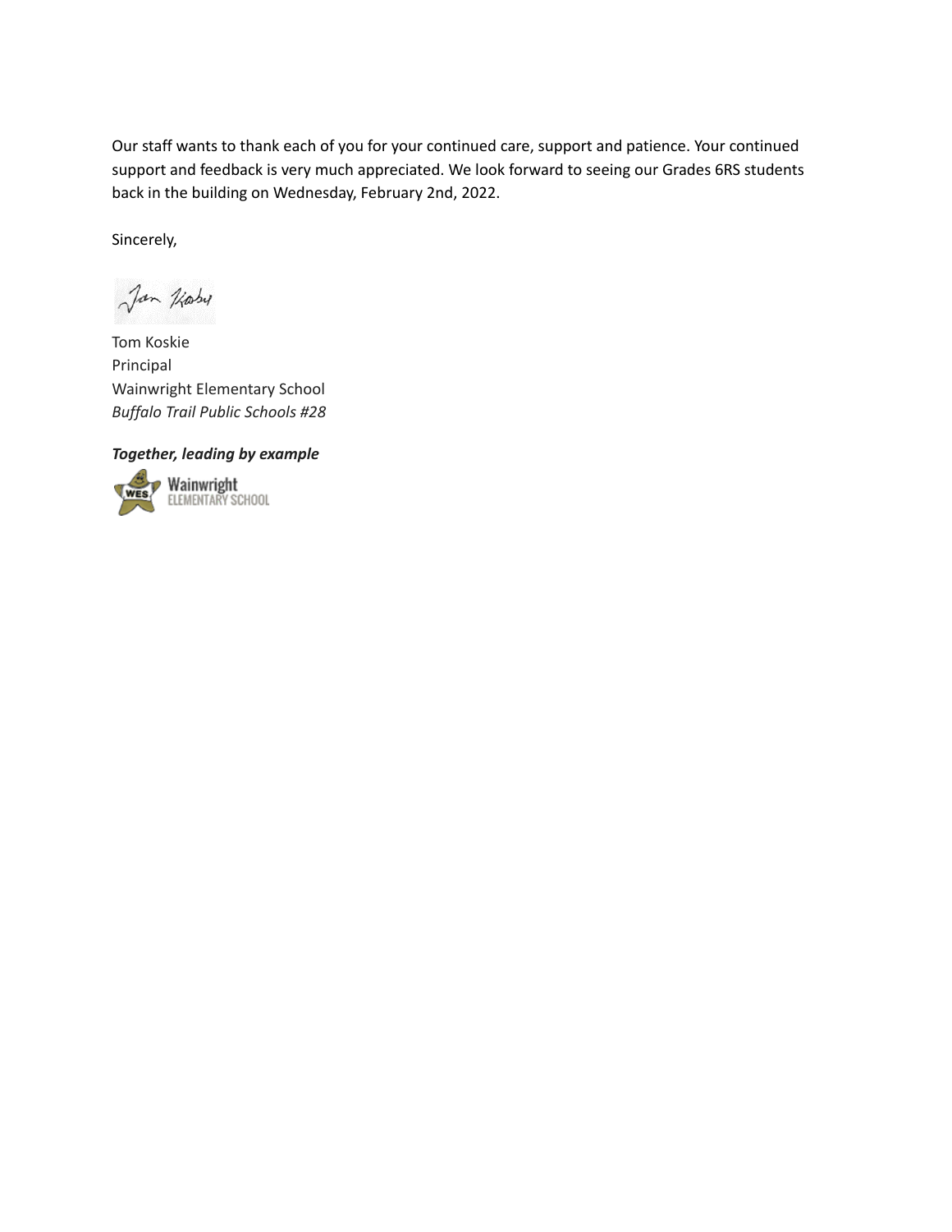Our staff wants to thank each of you for your continued care, support and patience. Your continued support and feedback is very much appreciated. We look forward to seeing our Grades 6RS students back in the building on Wednesday, February 2nd, 2022.

Sincerely,

Tom Koskie
Principal
Wainwright Elementary School
*Buffalo Trail Public Schools #28*

***Together, leading by example***